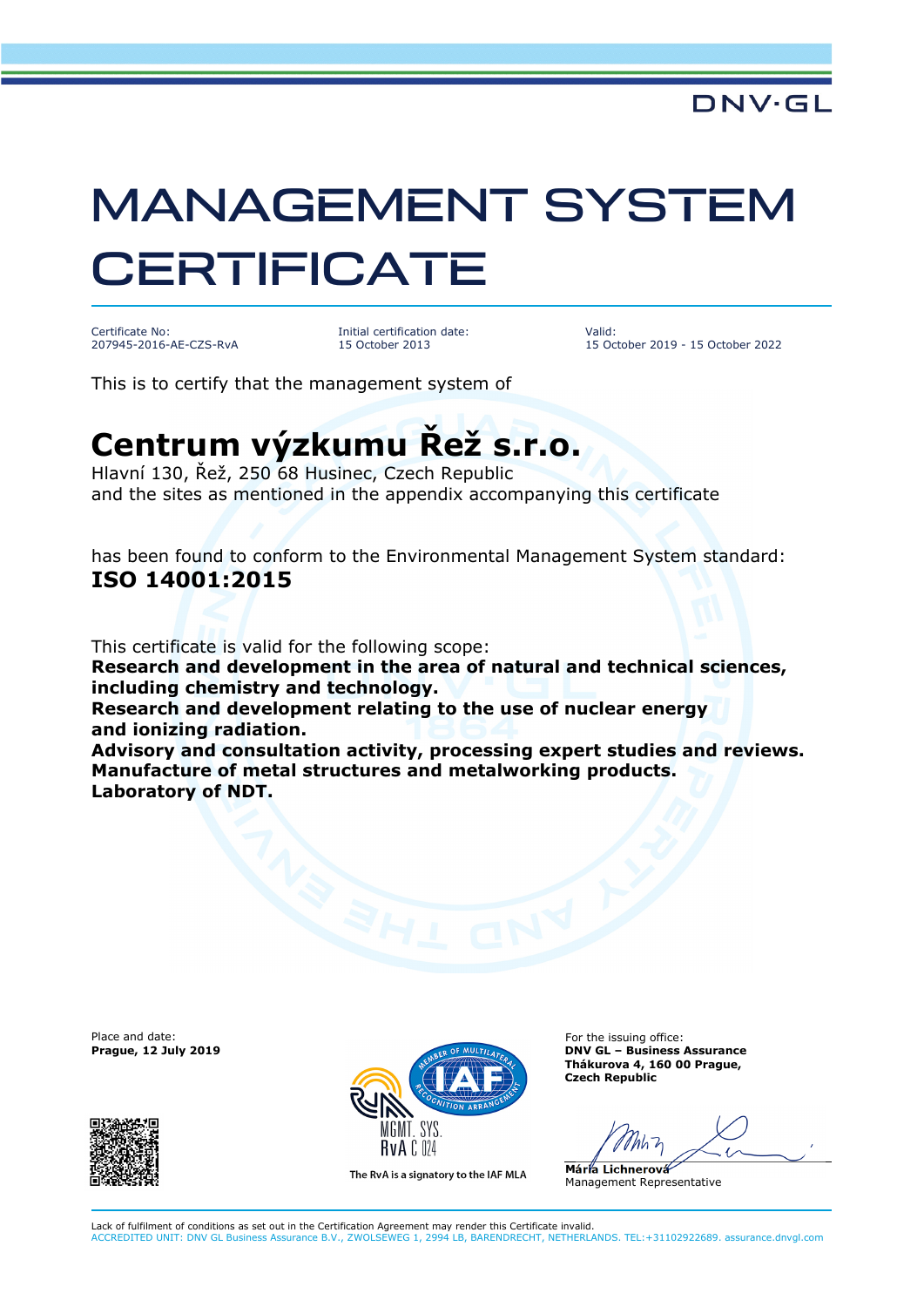DNV·GL

# MANAGEMENT SYSTEM CERTIFICATE

Certificate No:
207945-2016-AE-CZS-RvA

Initial certification date:
15 October 2013

Valid:
15 October 2019 - 15 October 2022

This is to certify that the management system of

## Centrum výzkumu Řež s.r.o.

Hlavní 130, Řež, 250 68 Husinec, Czech Republic
and the sites as mentioned in the appendix accompanying this certificate

has been found to conform to the Environmental Management System standard:
**ISO 14001:2015**

This certificate is valid for the following scope:
**Research and development in the area of natural and technical sciences, including chemistry and technology.**
**Research and development relating to the use of nuclear energy and ionizing radiation.**
**Advisory and consultation activity, processing expert studies and reviews.**
**Manufacture of metal structures and metalworking products.**
**Laboratory of NDT.**

Place and date:
**Prague, 12 July 2019**

MGMT. SYS.
RvA C 024

The RvA is a signatory to the IAF MLA

For the issuing office:
**DNV GL – Business Assurance**
**Thákurova 4, 160 00 Prague,**
**Czech Republic**

**Mária Lichnerová**
Management Representative

Lack of fulfilment of conditions as set out in the Certification Agreement may render this Certificate invalid.
ACCREDITED UNIT: DNV GL Business Assurance B.V., ZWOLSEWEG 1, 2994 LB, BARENDRECHT, NETHERLANDS. TEL:+31102922689. assurance.dnvgl.com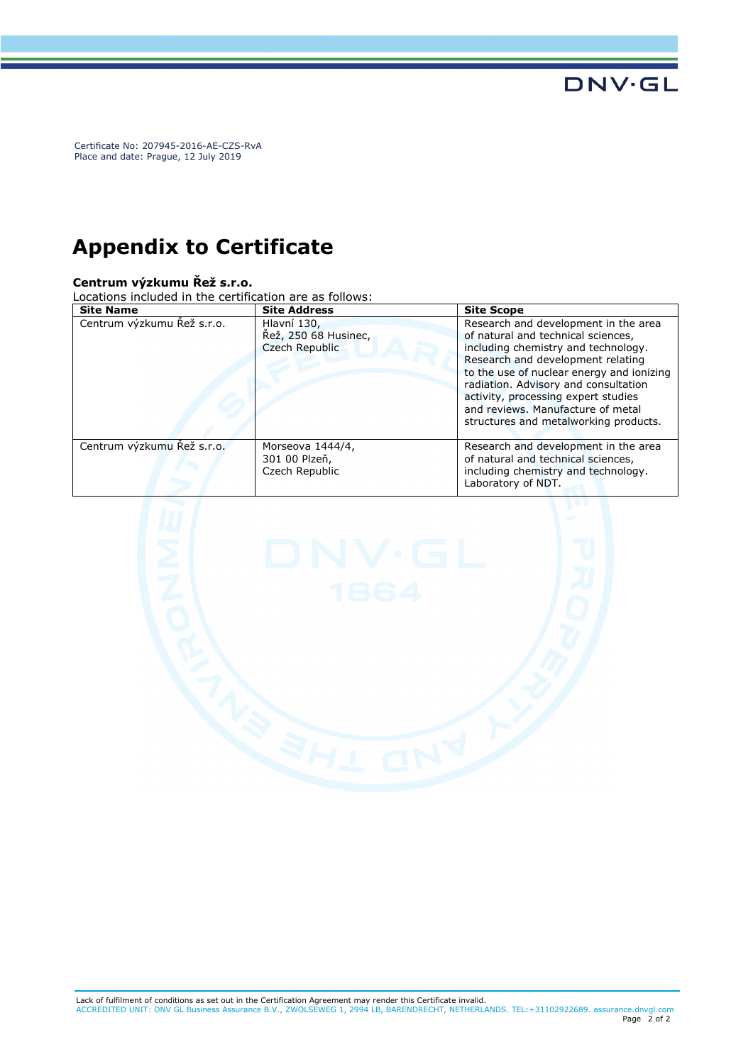Certificate No: 207945-2016-AE-CZS-RvA
Place and date: Prague, 12 July 2019

# Appendix to Certificate

**Centrum výzkumu Řež s.r.o.**

Locations included in the certification are as follows:

| Site Name | Site Address | Site Scope |
|---|---|---|
| Centrum výzkumu Řež s.r.o. | Hlavní 130, Řež, 250 68 Husinec, Czech Republic | Research and development in the area of natural and technical sciences, including chemistry and technology. Research and development relating to the use of nuclear energy and ionizing radiation. Advisory and consultation activity, processing expert studies and reviews. Manufacture of metal structures and metalworking products. |
| Centrum výzkumu Řež s.r.o. | Morseova 1444/4, 301 00 Plzeň, Czech Republic | Research and development in the area of natural and technical sciences, including chemistry and technology. Laboratory of NDT. |

Lack of fulfilment of conditions as set out in the Certification Agreement may render this Certificate invalid.
ACCREDITED UNIT: DNV GL Business Assurance B.V., ZWOLSEWEG 1, 2994 LB, BARENDRECHT, NETHERLANDS. TEL:+31102922689. assurance.dnvgl.com